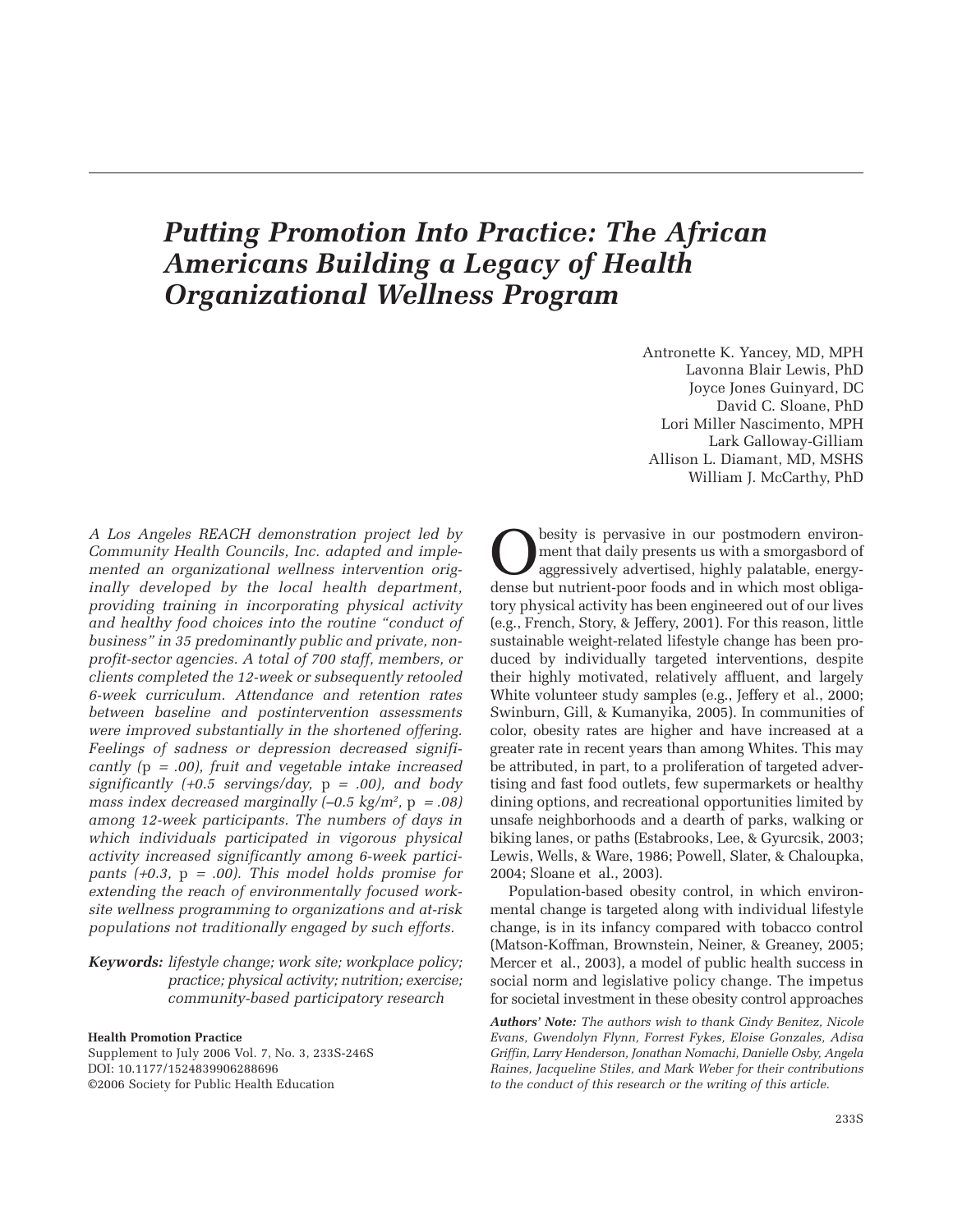# *Putting Promotion Into Practice: The African Americans Building a Legacy of Health Organizational Wellness Program*

Antronette K. Yancey, MD, MPH
Lavonna Blair Lewis, PhD
Joyce Jones Guinyard, DC
David C. Sloane, PhD
Lori Miller Nascimento, MPH
Lark Galloway-Gilliam
Allison L. Diamant, MD, MSHS
William J. McCarthy, PhD

*A Los Angeles REACH demonstration project led by Community Health Councils, Inc. adapted and implemented an organizational wellness intervention originally developed by the local health department, providing training in incorporating physical activity and healthy food choices into the routine "conduct of business" in 35 predominantly public and private, nonprofit-sector agencies. A total of 700 staff, members, or clients completed the 12-week or subsequently retooled 6-week curriculum. Attendance and retention rates between baseline and postintervention assessments were improved substantially in the shortened offering. Feelings of sadness or depression decreased significantly (*$p$ *= .00), fruit and vegetable intake increased significantly (+0.5 servings/day,* $p$ *= .00), and body mass index decreased marginally (–0.5 kg/m*$^2$*,* $p$ *= .08) among 12-week participants. The numbers of days in which individuals participated in vigorous physical activity increased significantly among 6-week participants (+0.3,* $p$ *= .00). This model holds promise for extending the reach of environmentally focused worksite wellness programming to organizations and at-risk populations not traditionally engaged by such efforts.*

***Keywords:*** *lifestyle change; work site; workplace policy; practice; physical activity; nutrition; exercise; community-based participatory research*

**Health Promotion Practice**
Supplement to July 2006 Vol. 7, No. 3, 233S-246S
DOI: 10.1177/1524839906288696
©2006 Society for Public Health Education

Obesity is pervasive in our postmodern environment that daily presents us with a smorgasbord of aggressively advertised, highly palatable, energy-dense but nutrient-poor foods and in which most obligatory physical activity has been engineered out of our lives (e.g., French, Story, & Jeffery, 2001). For this reason, little sustainable weight-related lifestyle change has been produced by individually targeted interventions, despite their highly motivated, relatively affluent, and largely White volunteer study samples (e.g., Jeffery et al., 2000; Swinburn, Gill, & Kumanyika, 2005). In communities of color, obesity rates are higher and have increased at a greater rate in recent years than among Whites. This may be attributed, in part, to a proliferation of targeted advertising and fast food outlets, few supermarkets or healthy dining options, and recreational opportunities limited by unsafe neighborhoods and a dearth of parks, walking or biking lanes, or paths (Estabrooks, Lee, & Gyurcsik, 2003; Lewis, Wells, & Ware, 1986; Powell, Slater, & Chaloupka, 2004; Sloane et al., 2003).

Population-based obesity control, in which environmental change is targeted along with individual lifestyle change, is in its infancy compared with tobacco control (Matson-Koffman, Brownstein, Neiner, & Greaney, 2005; Mercer et al., 2003), a model of public health success in social norm and legislative policy change. The impetus for societal investment in these obesity control approaches

*Authors' Note:* *The authors wish to thank Cindy Benitez, Nicole Evans, Gwendolyn Flynn, Forrest Fykes, Eloise Gonzales, Adisa Griffin, Larry Henderson, Jonathan Nomachi, Danielle Osby, Angela Raines, Jacqueline Stiles, and Mark Weber for their contributions to the conduct of this research or the writing of this article.*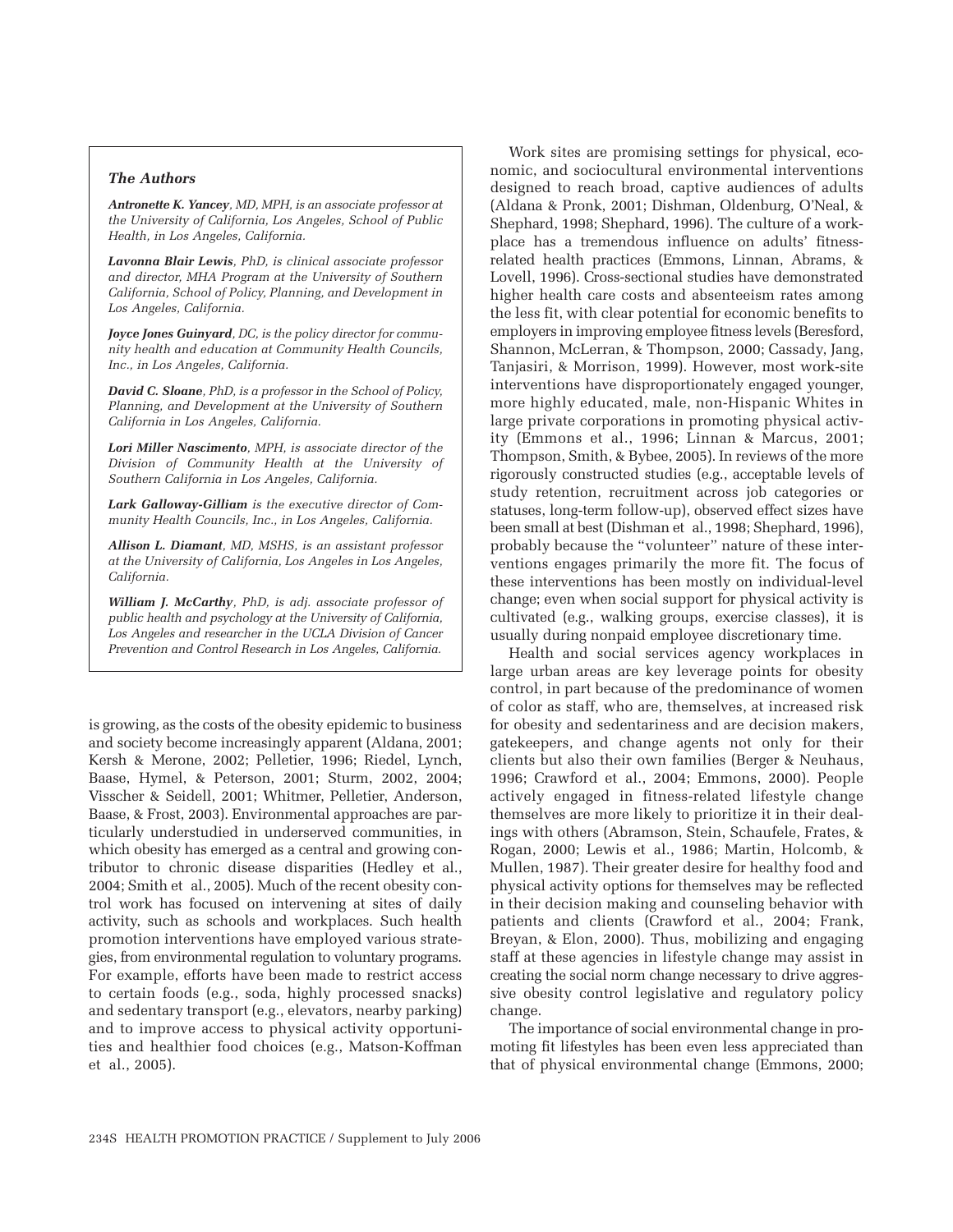### *The Authors*

***Antronette K. Yancey****, MD, MPH, is an associate professor at the University of California, Los Angeles, School of Public Health, in Los Angeles, California.*

***Lavonna Blair Lewis****, PhD, is clinical associate professor and director, MHA Program at the University of Southern California, School of Policy, Planning, and Development in Los Angeles, California.*

***Joyce Jones Guinyard****, DC, is the policy director for community health and education at Community Health Councils, Inc., in Los Angeles, California.*

***David C. Sloane****, PhD, is a professor in the School of Policy, Planning, and Development at the University of Southern California in Los Angeles, California.*

***Lori Miller Nascimento****, MPH, is associate director of the Division of Community Health at the University of Southern California in Los Angeles, California.*

***Lark Galloway-Gilliam*** *is the executive director of Community Health Councils, Inc., in Los Angeles, California.*

***Allison L. Diamant****, MD, MSHS, is an assistant professor at the University of California, Los Angeles in Los Angeles, California.*

***William J. McCarthy****, PhD, is adj. associate professor of public health and psychology at the University of California, Los Angeles and researcher in the UCLA Division of Cancer Prevention and Control Research in Los Angeles, California.*

is growing, as the costs of the obesity epidemic to business and society become increasingly apparent (Aldana, 2001; Kersh & Merone, 2002; Pelletier, 1996; Riedel, Lynch, Baase, Hymel, & Peterson, 2001; Sturm, 2002, 2004; Visscher & Seidell, 2001; Whitmer, Pelletier, Anderson, Baase, & Frost, 2003). Environmental approaches are particularly understudied in underserved communities, in which obesity has emerged as a central and growing contributor to chronic disease disparities (Hedley et al., 2004; Smith et al., 2005). Much of the recent obesity control work has focused on intervening at sites of daily activity, such as schools and workplaces. Such health promotion interventions have employed various strategies, from environmental regulation to voluntary programs. For example, efforts have been made to restrict access to certain foods (e.g., soda, highly processed snacks) and sedentary transport (e.g., elevators, nearby parking) and to improve access to physical activity opportunities and healthier food choices (e.g., Matson-Koffman et al., 2005).

Work sites are promising settings for physical, economic, and sociocultural environmental interventions designed to reach broad, captive audiences of adults (Aldana & Pronk, 2001; Dishman, Oldenburg, O'Neal, & Shephard, 1998; Shephard, 1996). The culture of a workplace has a tremendous influence on adults' fitness-related health practices (Emmons, Linnan, Abrams, & Lovell, 1996). Cross-sectional studies have demonstrated higher health care costs and absenteeism rates among the less fit, with clear potential for economic benefits to employers in improving employee fitness levels (Beresford, Shannon, McLerran, & Thompson, 2000; Cassady, Jang, Tanjasiri, & Morrison, 1999). However, most work-site interventions have disproportionately engaged younger, more highly educated, male, non-Hispanic Whites in large private corporations in promoting physical activity (Emmons et al., 1996; Linnan & Marcus, 2001; Thompson, Smith, & Bybee, 2005). In reviews of the more rigorously constructed studies (e.g., acceptable levels of study retention, recruitment across job categories or statuses, long-term follow-up), observed effect sizes have been small at best (Dishman et al., 1998; Shephard, 1996), probably because the "volunteer" nature of these interventions engages primarily the more fit. The focus of these interventions has been mostly on individual-level change; even when social support for physical activity is cultivated (e.g., walking groups, exercise classes), it is usually during nonpaid employee discretionary time.

Health and social services agency workplaces in large urban areas are key leverage points for obesity control, in part because of the predominance of women of color as staff, who are, themselves, at increased risk for obesity and sedentariness and are decision makers, gatekeepers, and change agents not only for their clients but also their own families (Berger & Neuhaus, 1996; Crawford et al., 2004; Emmons, 2000). People actively engaged in fitness-related lifestyle change themselves are more likely to prioritize it in their dealings with others (Abramson, Stein, Schaufele, Frates, & Rogan, 2000; Lewis et al., 1986; Martin, Holcomb, & Mullen, 1987). Their greater desire for healthy food and physical activity options for themselves may be reflected in their decision making and counseling behavior with patients and clients (Crawford et al., 2004; Frank, Breyan, & Elon, 2000). Thus, mobilizing and engaging staff at these agencies in lifestyle change may assist in creating the social norm change necessary to drive aggressive obesity control legislative and regulatory policy change.

The importance of social environmental change in promoting fit lifestyles has been even less appreciated than that of physical environmental change (Emmons, 2000;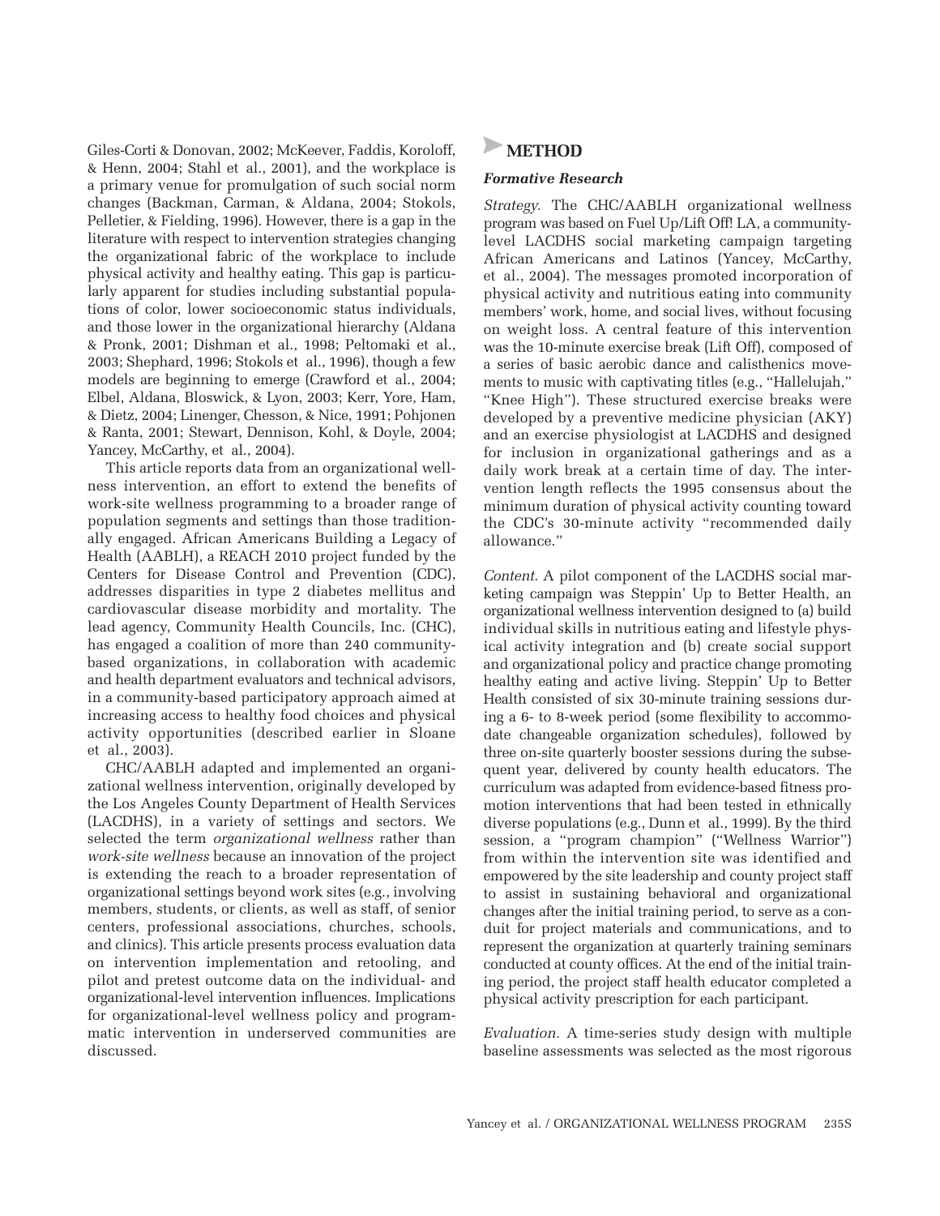Giles-Corti & Donovan, 2002; McKeever, Faddis, Koroloff, & Henn, 2004; Stahl et al., 2001), and the workplace is a primary venue for promulgation of such social norm changes (Backman, Carman, & Aldana, 2004; Stokols, Pelletier, & Fielding, 1996). However, there is a gap in the literature with respect to intervention strategies changing the organizational fabric of the workplace to include physical activity and healthy eating. This gap is particularly apparent for studies including substantial populations of color, lower socioeconomic status individuals, and those lower in the organizational hierarchy (Aldana & Pronk, 2001; Dishman et al., 1998; Peltomaki et al., 2003; Shephard, 1996; Stokols et al., 1996), though a few models are beginning to emerge (Crawford et al., 2004; Elbel, Aldana, Bloswick, & Lyon, 2003; Kerr, Yore, Ham, & Dietz, 2004; Linenger, Chesson, & Nice, 1991; Pohjonen & Ranta, 2001; Stewart, Dennison, Kohl, & Doyle, 2004; Yancey, McCarthy, et al., 2004).

This article reports data from an organizational wellness intervention, an effort to extend the benefits of work-site wellness programming to a broader range of population segments and settings than those traditionally engaged. African Americans Building a Legacy of Health (AABLH), a REACH 2010 project funded by the Centers for Disease Control and Prevention (CDC), addresses disparities in type 2 diabetes mellitus and cardiovascular disease morbidity and mortality. The lead agency, Community Health Councils, Inc. (CHC), has engaged a coalition of more than 240 community-based organizations, in collaboration with academic and health department evaluators and technical advisors, in a community-based participatory approach aimed at increasing access to healthy food choices and physical activity opportunities (described earlier in Sloane et al., 2003).

CHC/AABLH adapted and implemented an organizational wellness intervention, originally developed by the Los Angeles County Department of Health Services (LACDHS), in a variety of settings and sectors. We selected the term *organizational wellness* rather than *work-site wellness* because an innovation of the project is extending the reach to a broader representation of organizational settings beyond work sites (e.g., involving members, students, or clients, as well as staff, of senior centers, professional associations, churches, schools, and clinics). This article presents process evaluation data on intervention implementation and retooling, and pilot and pretest outcome data on the individual- and organizational-level intervention influences. Implications for organizational-level wellness policy and programmatic intervention in underserved communities are discussed.

## METHOD

### *Formative Research*

*Strategy.* The CHC/AABLH organizational wellness program was based on Fuel Up/Lift Off! LA, a community-level LACDHS social marketing campaign targeting African Americans and Latinos (Yancey, McCarthy, et al., 2004). The messages promoted incorporation of physical activity and nutritious eating into community members' work, home, and social lives, without focusing on weight loss. A central feature of this intervention was the 10-minute exercise break (Lift Off), composed of a series of basic aerobic dance and calisthenics movements to music with captivating titles (e.g., "Hallelujah," "Knee High"). These structured exercise breaks were developed by a preventive medicine physician (AKY) and an exercise physiologist at LACDHS and designed for inclusion in organizational gatherings and as a daily work break at a certain time of day. The intervention length reflects the 1995 consensus about the minimum duration of physical activity counting toward the CDC's 30-minute activity "recommended daily allowance."

*Content.* A pilot component of the LACDHS social marketing campaign was Steppin' Up to Better Health, an organizational wellness intervention designed to (a) build individual skills in nutritious eating and lifestyle physical activity integration and (b) create social support and organizational policy and practice change promoting healthy eating and active living. Steppin' Up to Better Health consisted of six 30-minute training sessions during a 6- to 8-week period (some flexibility to accommodate changeable organization schedules), followed by three on-site quarterly booster sessions during the subsequent year, delivered by county health educators. The curriculum was adapted from evidence-based fitness promotion interventions that had been tested in ethnically diverse populations (e.g., Dunn et al., 1999). By the third session, a "program champion" ("Wellness Warrior") from within the intervention site was identified and empowered by the site leadership and county project staff to assist in sustaining behavioral and organizational changes after the initial training period, to serve as a conduit for project materials and communications, and to represent the organization at quarterly training seminars conducted at county offices. At the end of the initial training period, the project staff health educator completed a physical activity prescription for each participant.

*Evaluation.* A time-series study design with multiple baseline assessments was selected as the most rigorous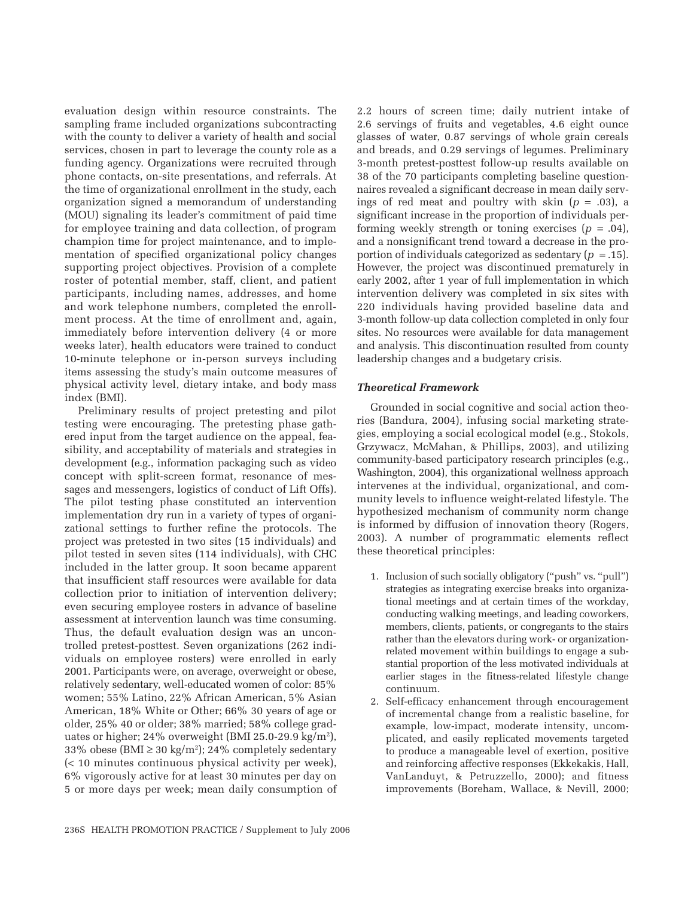evaluation design within resource constraints. The sampling frame included organizations subcontracting with the county to deliver a variety of health and social services, chosen in part to leverage the county role as a funding agency. Organizations were recruited through phone contacts, on-site presentations, and referrals. At the time of organizational enrollment in the study, each organization signed a memorandum of understanding (MOU) signaling its leader's commitment of paid time for employee training and data collection, of program champion time for project maintenance, and to implementation of specified organizational policy changes supporting project objectives. Provision of a complete roster of potential member, staff, client, and patient participants, including names, addresses, and home and work telephone numbers, completed the enrollment process. At the time of enrollment and, again, immediately before intervention delivery (4 or more weeks later), health educators were trained to conduct 10-minute telephone or in-person surveys including items assessing the study's main outcome measures of physical activity level, dietary intake, and body mass index (BMI).

Preliminary results of project pretesting and pilot testing were encouraging. The pretesting phase gathered input from the target audience on the appeal, feasibility, and acceptability of materials and strategies in development (e.g., information packaging such as video concept with split-screen format, resonance of messages and messengers, logistics of conduct of Lift Offs). The pilot testing phase constituted an intervention implementation dry run in a variety of types of organizational settings to further refine the protocols. The project was pretested in two sites (15 individuals) and pilot tested in seven sites (114 individuals), with CHC included in the latter group. It soon became apparent that insufficient staff resources were available for data collection prior to initiation of intervention delivery; even securing employee rosters in advance of baseline assessment at intervention launch was time consuming. Thus, the default evaluation design was an uncontrolled pretest-posttest. Seven organizations (262 individuals on employee rosters) were enrolled in early 2001. Participants were, on average, overweight or obese, relatively sedentary, well-educated women of color: 85% women; 55% Latino, 22% African American, 5% Asian American, 18% White or Other; 66% 30 years of age or older, 25% 40 or older; 38% married; 58% college graduates or higher; 24% overweight (BMI 25.0-29.9 kg/m$^2$), 33% obese (BMI ≥ 30 kg/m$^2$); 24% completely sedentary (< 10 minutes continuous physical activity per week), 6% vigorously active for at least 30 minutes per day on 5 or more days per week; mean daily consumption of 2.2 hours of screen time; daily nutrient intake of 2.6 servings of fruits and vegetables, 4.6 eight ounce glasses of water, 0.87 servings of whole grain cereals and breads, and 0.29 servings of legumes. Preliminary 3-month pretest-posttest follow-up results available on 38 of the 70 participants completing baseline questionnaires revealed a significant decrease in mean daily servings of red meat and poultry with skin ($p$ = .03), a significant increase in the proportion of individuals performing weekly strength or toning exercises ($p$ = .04), and a nonsignificant trend toward a decrease in the proportion of individuals categorized as sedentary ($p$ = .15). However, the project was discontinued prematurely in early 2002, after 1 year of full implementation in which intervention delivery was completed in six sites with 220 individuals having provided baseline data and 3-month follow-up data collection completed in only four sites. No resources were available for data management and analysis. This discontinuation resulted from county leadership changes and a budgetary crisis.

### *Theoretical Framework*

Grounded in social cognitive and social action theories (Bandura, 2004), infusing social marketing strategies, employing a social ecological model (e.g., Stokols, Grzywacz, McMahan, & Phillips, 2003), and utilizing community-based participatory research principles (e.g., Washington, 2004), this organizational wellness approach intervenes at the individual, organizational, and community levels to influence weight-related lifestyle. The hypothesized mechanism of community norm change is informed by diffusion of innovation theory (Rogers, 2003). A number of programmatic elements reflect these theoretical principles:

1. Inclusion of such socially obligatory ("push" vs. "pull") strategies as integrating exercise breaks into organizational meetings and at certain times of the workday, conducting walking meetings, and leading coworkers, members, clients, patients, or congregants to the stairs rather than the elevators during work- or organization-related movement within buildings to engage a substantial proportion of the less motivated individuals at earlier stages in the fitness-related lifestyle change continuum.
2. Self-efficacy enhancement through encouragement of incremental change from a realistic baseline, for example, low-impact, moderate intensity, uncomplicated, and easily replicated movements targeted to produce a manageable level of exertion, positive and reinforcing affective responses (Ekkekakis, Hall, VanLanduyt, & Petruzzello, 2000); and fitness improvements (Boreham, Wallace, & Nevill, 2000;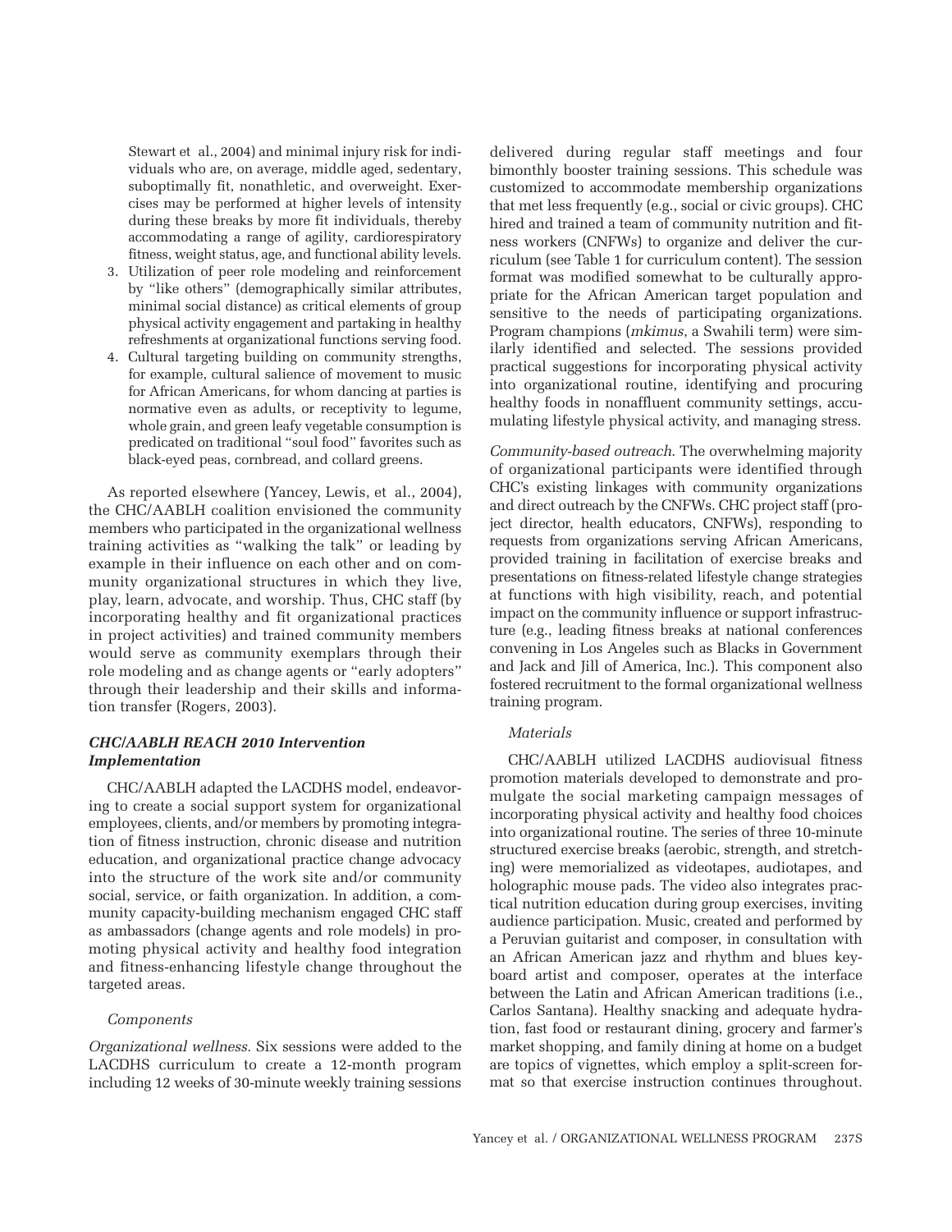Stewart et al., 2004) and minimal injury risk for individuals who are, on average, middle aged, sedentary, suboptimally fit, nonathletic, and overweight. Exercises may be performed at higher levels of intensity during these breaks by more fit individuals, thereby accommodating a range of agility, cardiorespiratory fitness, weight status, age, and functional ability levels.

3. Utilization of peer role modeling and reinforcement by "like others" (demographically similar attributes, minimal social distance) as critical elements of group physical activity engagement and partaking in healthy refreshments at organizational functions serving food.
4. Cultural targeting building on community strengths, for example, cultural salience of movement to music for African Americans, for whom dancing at parties is normative even as adults, or receptivity to legume, whole grain, and green leafy vegetable consumption is predicated on traditional "soul food" favorites such as black-eyed peas, cornbread, and collard greens.

As reported elsewhere (Yancey, Lewis, et al., 2004), the CHC/AABLH coalition envisioned the community members who participated in the organizational wellness training activities as "walking the talk" or leading by example in their influence on each other and on community organizational structures in which they live, play, learn, advocate, and worship. Thus, CHC staff (by incorporating healthy and fit organizational practices in project activities) and trained community members would serve as community exemplars through their role modeling and as change agents or "early adopters" through their leadership and their skills and information transfer (Rogers, 2003).

### *CHC/AABLH REACH 2010 Intervention Implementation*

CHC/AABLH adapted the LACDHS model, endeavoring to create a social support system for organizational employees, clients, and/or members by promoting integration of fitness instruction, chronic disease and nutrition education, and organizational practice change advocacy into the structure of the work site and/or community social, service, or faith organization. In addition, a community capacity-building mechanism engaged CHC staff as ambassadors (change agents and role models) in promoting physical activity and healthy food integration and fitness-enhancing lifestyle change throughout the targeted areas.

#### *Components*

*Organizational wellness.* Six sessions were added to the LACDHS curriculum to create a 12-month program including 12 weeks of 30-minute weekly training sessions delivered during regular staff meetings and four bimonthly booster training sessions. This schedule was customized to accommodate membership organizations that met less frequently (e.g., social or civic groups). CHC hired and trained a team of community nutrition and fitness workers (CNFWs) to organize and deliver the curriculum (see Table 1 for curriculum content). The session format was modified somewhat to be culturally appropriate for the African American target population and sensitive to the needs of participating organizations. Program champions (*mkimus*, a Swahili term) were similarly identified and selected. The sessions provided practical suggestions for incorporating physical activity into organizational routine, identifying and procuring healthy foods in nonaffluent community settings, accumulating lifestyle physical activity, and managing stress.

*Community-based outreach.* The overwhelming majority of organizational participants were identified through CHC's existing linkages with community organizations and direct outreach by the CNFWs. CHC project staff (project director, health educators, CNFWs), responding to requests from organizations serving African Americans, provided training in facilitation of exercise breaks and presentations on fitness-related lifestyle change strategies at functions with high visibility, reach, and potential impact on the community influence or support infrastructure (e.g., leading fitness breaks at national conferences convening in Los Angeles such as Blacks in Government and Jack and Jill of America, Inc.). This component also fostered recruitment to the formal organizational wellness training program.

#### *Materials*

CHC/AABLH utilized LACDHS audiovisual fitness promotion materials developed to demonstrate and promulgate the social marketing campaign messages of incorporating physical activity and healthy food choices into organizational routine. The series of three 10-minute structured exercise breaks (aerobic, strength, and stretching) were memorialized as videotapes, audiotapes, and holographic mouse pads. The video also integrates practical nutrition education during group exercises, inviting audience participation. Music, created and performed by a Peruvian guitarist and composer, in consultation with an African American jazz and rhythm and blues keyboard artist and composer, operates at the interface between the Latin and African American traditions (i.e., Carlos Santana). Healthy snacking and adequate hydration, fast food or restaurant dining, grocery and farmer's market shopping, and family dining at home on a budget are topics of vignettes, which employ a split-screen format so that exercise instruction continues throughout.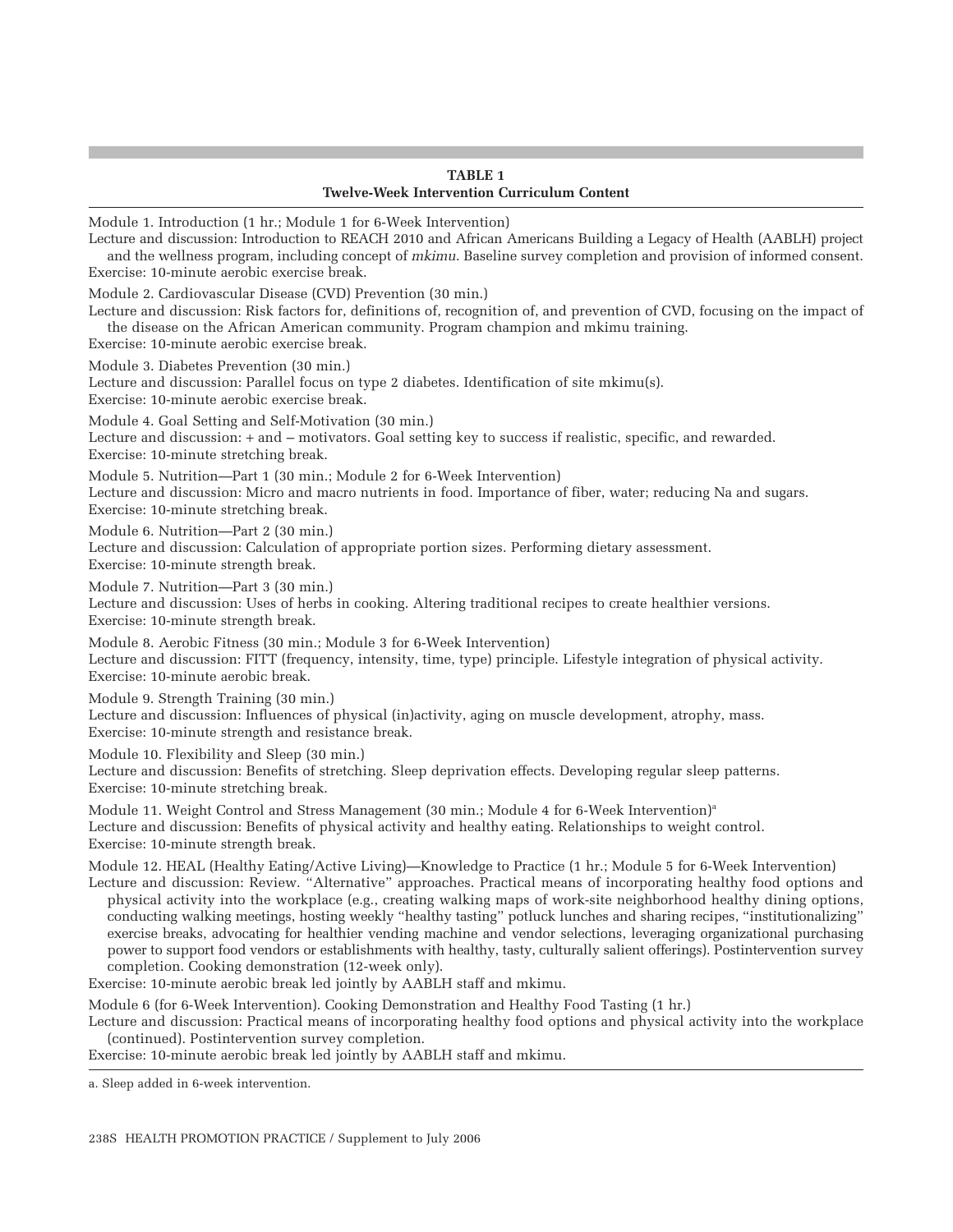**TABLE 1**
**Twelve-Week Intervention Curriculum Content**

Module 1. Introduction (1 hr.; Module 1 for 6-Week Intervention)
Lecture and discussion: Introduction to REACH 2010 and African Americans Building a Legacy of Health (AABLH) project and the wellness program, including concept of *mkimu*. Baseline survey completion and provision of informed consent.
Exercise: 10-minute aerobic exercise break.

Module 2. Cardiovascular Disease (CVD) Prevention (30 min.)
Lecture and discussion: Risk factors for, definitions of, recognition of, and prevention of CVD, focusing on the impact of the disease on the African American community. Program champion and mkimu training.
Exercise: 10-minute aerobic exercise break.

Module 3. Diabetes Prevention (30 min.)
Lecture and discussion: Parallel focus on type 2 diabetes. Identification of site mkimu(s).
Exercise: 10-minute aerobic exercise break.

Module 4. Goal Setting and Self-Motivation (30 min.)
Lecture and discussion: + and – motivators. Goal setting key to success if realistic, specific, and rewarded.
Exercise: 10-minute stretching break.

Module 5. Nutrition—Part 1 (30 min.; Module 2 for 6-Week Intervention)
Lecture and discussion: Micro and macro nutrients in food. Importance of fiber, water; reducing Na and sugars.
Exercise: 10-minute stretching break.

Module 6. Nutrition—Part 2 (30 min.)
Lecture and discussion: Calculation of appropriate portion sizes. Performing dietary assessment.
Exercise: 10-minute strength break.

Module 7. Nutrition—Part 3 (30 min.)
Lecture and discussion: Uses of herbs in cooking. Altering traditional recipes to create healthier versions.
Exercise: 10-minute strength break.

Module 8. Aerobic Fitness (30 min.; Module 3 for 6-Week Intervention)
Lecture and discussion: FITT (frequency, intensity, time, type) principle. Lifestyle integration of physical activity.
Exercise: 10-minute aerobic break.

Module 9. Strength Training (30 min.)
Lecture and discussion: Influences of physical (in)activity, aging on muscle development, atrophy, mass.
Exercise: 10-minute strength and resistance break.

Module 10. Flexibility and Sleep (30 min.)
Lecture and discussion: Benefits of stretching. Sleep deprivation effects. Developing regular sleep patterns.
Exercise: 10-minute stretching break.

Module 11. Weight Control and Stress Management (30 min.; Module 4 for 6-Week Intervention)[a]
Lecture and discussion: Benefits of physical activity and healthy eating. Relationships to weight control.
Exercise: 10-minute strength break.

Module 12. HEAL (Healthy Eating/Active Living)—Knowledge to Practice (1 hr.; Module 5 for 6-Week Intervention)
Lecture and discussion: Review. "Alternative" approaches. Practical means of incorporating healthy food options and physical activity into the workplace (e.g., creating walking maps of work-site neighborhood healthy dining options, conducting walking meetings, hosting weekly "healthy tasting" potluck lunches and sharing recipes, "institutionalizing" exercise breaks, advocating for healthier vending machine and vendor selections, leveraging organizational purchasing power to support food vendors or establishments with healthy, tasty, culturally salient offerings). Postintervention survey completion. Cooking demonstration (12-week only).
Exercise: 10-minute aerobic break led jointly by AABLH staff and mkimu.

Module 6 (for 6-Week Intervention). Cooking Demonstration and Healthy Food Tasting (1 hr.)
Lecture and discussion: Practical means of incorporating healthy food options and physical activity into the workplace (continued). Postintervention survey completion.
Exercise: 10-minute aerobic break led jointly by AABLH staff and mkimu.

a. Sleep added in 6-week intervention.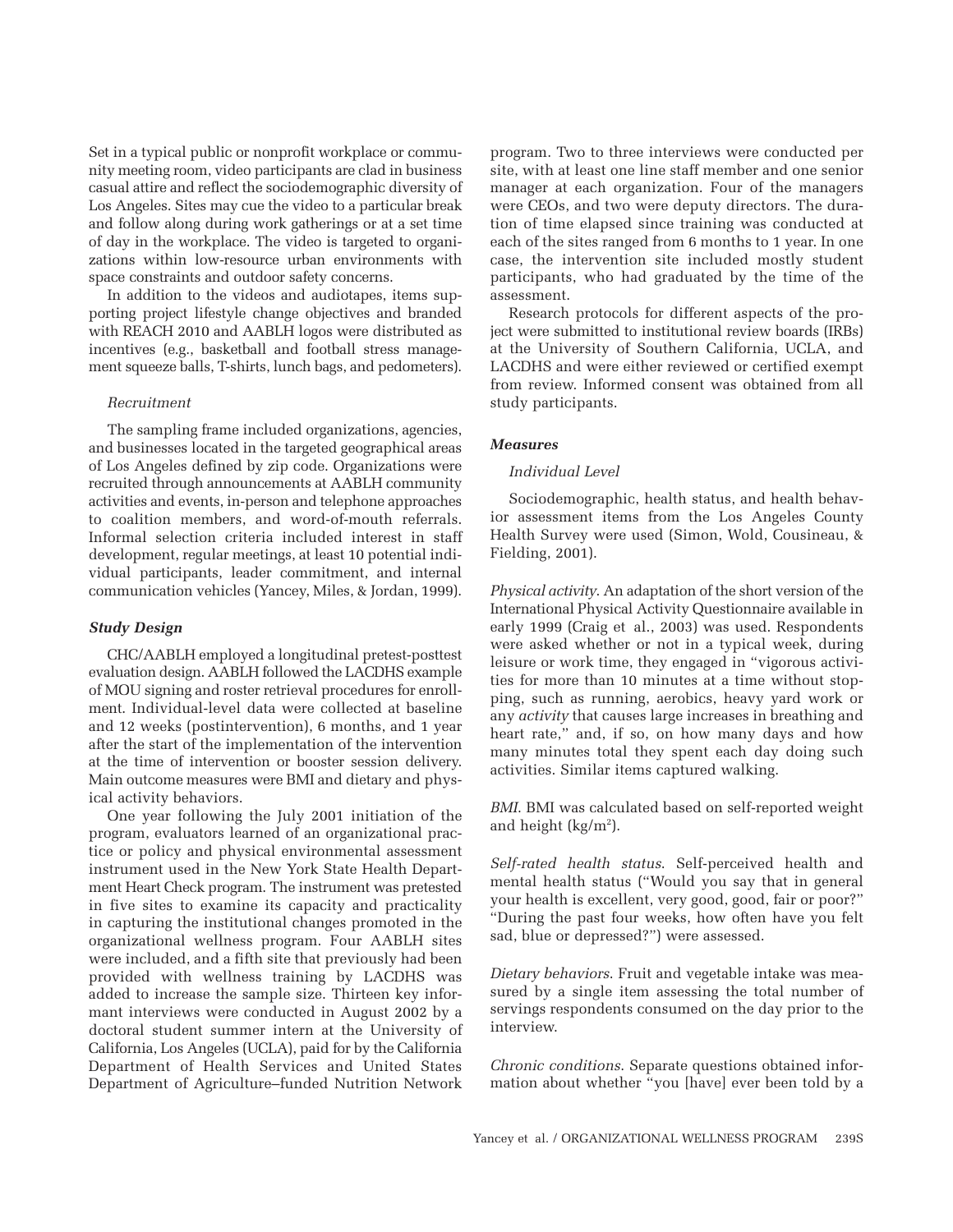Set in a typical public or nonprofit workplace or community meeting room, video participants are clad in business casual attire and reflect the sociodemographic diversity of Los Angeles. Sites may cue the video to a particular break and follow along during work gatherings or at a set time of day in the workplace. The video is targeted to organizations within low-resource urban environments with space constraints and outdoor safety concerns.

In addition to the videos and audiotapes, items supporting project lifestyle change objectives and branded with REACH 2010 and AABLH logos were distributed as incentives (e.g., basketball and football stress management squeeze balls, T-shirts, lunch bags, and pedometers).

*Recruitment*

The sampling frame included organizations, agencies, and businesses located in the targeted geographical areas of Los Angeles defined by zip code. Organizations were recruited through announcements at AABLH community activities and events, in-person and telephone approaches to coalition members, and word-of-mouth referrals. Informal selection criteria included interest in staff development, regular meetings, at least 10 potential individual participants, leader commitment, and internal communication vehicles (Yancey, Miles, & Jordan, 1999).

### *Study Design*

CHC/AABLH employed a longitudinal pretest-posttest evaluation design. AABLH followed the LACDHS example of MOU signing and roster retrieval procedures for enrollment. Individual-level data were collected at baseline and 12 weeks (postintervention), 6 months, and 1 year after the start of the implementation of the intervention at the time of intervention or booster session delivery. Main outcome measures were BMI and dietary and physical activity behaviors.

One year following the July 2001 initiation of the program, evaluators learned of an organizational practice or policy and physical environmental assessment instrument used in the New York State Health Department Heart Check program. The instrument was pretested in five sites to examine its capacity and practicality in capturing the institutional changes promoted in the organizational wellness program. Four AABLH sites were included, and a fifth site that previously had been provided with wellness training by LACDHS was added to increase the sample size. Thirteen key informant interviews were conducted in August 2002 by a doctoral student summer intern at the University of California, Los Angeles (UCLA), paid for by the California Department of Health Services and United States Department of Agriculture–funded Nutrition Network program. Two to three interviews were conducted per site, with at least one line staff member and one senior manager at each organization. Four of the managers were CEOs, and two were deputy directors. The duration of time elapsed since training was conducted at each of the sites ranged from 6 months to 1 year. In one case, the intervention site included mostly student participants, who had graduated by the time of the assessment.

Research protocols for different aspects of the project were submitted to institutional review boards (IRBs) at the University of Southern California, UCLA, and LACDHS and were either reviewed or certified exempt from review. Informed consent was obtained from all study participants.

### *Measures*

*Individual Level*

Sociodemographic, health status, and health behavior assessment items from the Los Angeles County Health Survey were used (Simon, Wold, Cousineau, & Fielding, 2001).

*Physical activity.* An adaptation of the short version of the International Physical Activity Questionnaire available in early 1999 (Craig et al., 2003) was used. Respondents were asked whether or not in a typical week, during leisure or work time, they engaged in "vigorous activities for more than 10 minutes at a time without stopping, such as running, aerobics, heavy yard work or any *activity* that causes large increases in breathing and heart rate," and, if so, on how many days and how many minutes total they spent each day doing such activities. Similar items captured walking.

*BMI.* BMI was calculated based on self-reported weight and height ($kg/m^2$).

*Self-rated health status.* Self-perceived health and mental health status ("Would you say that in general your health is excellent, very good, good, fair or poor?" "During the past four weeks, how often have you felt sad, blue or depressed?") were assessed.

*Dietary behaviors.* Fruit and vegetable intake was measured by a single item assessing the total number of servings respondents consumed on the day prior to the interview.

*Chronic conditions.* Separate questions obtained information about whether "you [have] ever been told by a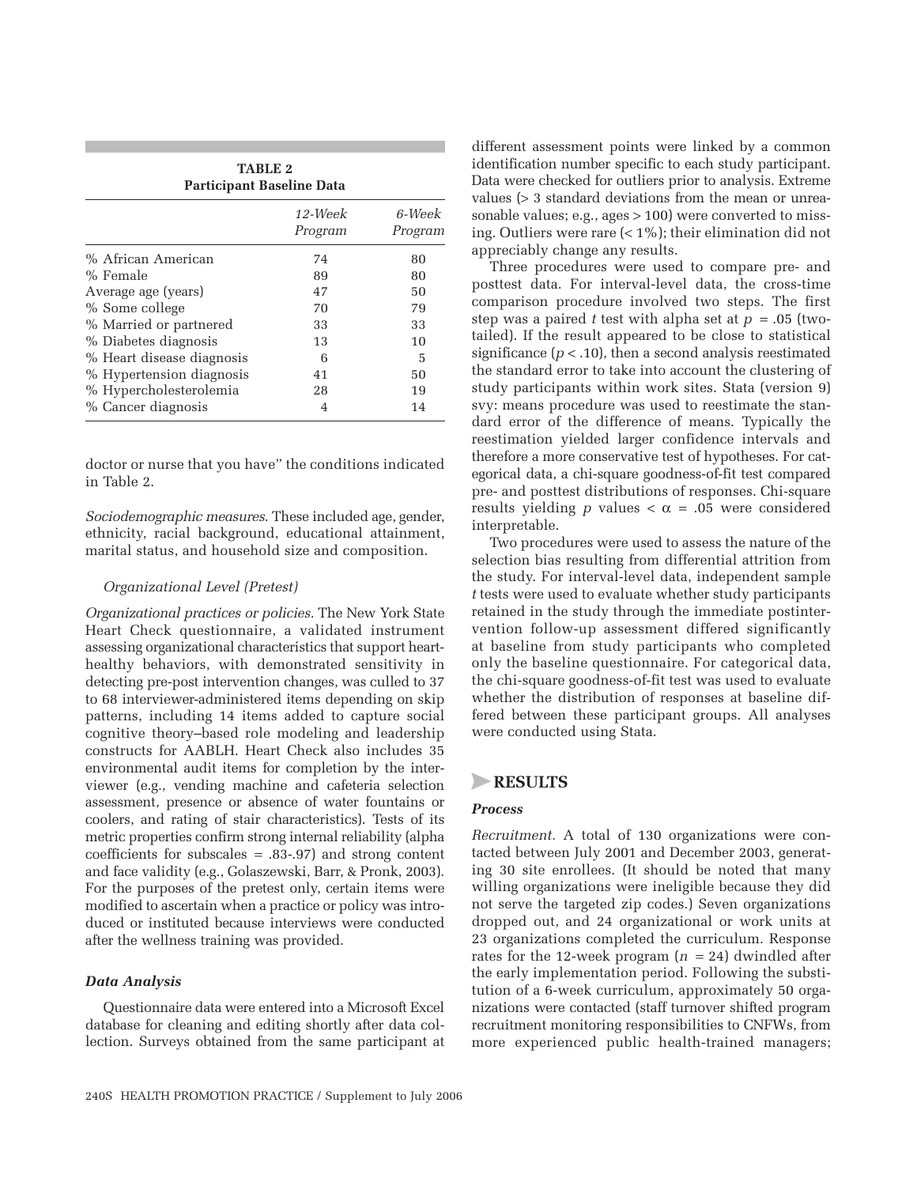**TABLE 2**
**Participant Baseline Data**

| | *12-Week Program* | *6-Week Program* |
|---|---|---|
| % African American | 74 | 80 |
| % Female | 89 | 80 |
| Average age (years) | 47 | 50 |
| % Some college | 70 | 79 |
| % Married or partnered | 33 | 33 |
| % Diabetes diagnosis | 13 | 10 |
| % Heart disease diagnosis | 6 | 5 |
| % Hypertension diagnosis | 41 | 50 |
| % Hypercholesterolemia | 28 | 19 |
| % Cancer diagnosis | 4 | 14 |

doctor or nurse that you have" the conditions indicated in Table 2.

*Sociodemographic measures.* These included age, gender, ethnicity, racial background, educational attainment, marital status, and household size and composition.

#### *Organizational Level (Pretest)*

*Organizational practices or policies.* The New York State Heart Check questionnaire, a validated instrument assessing organizational characteristics that support heart-healthy behaviors, with demonstrated sensitivity in detecting pre-post intervention changes, was culled to 37 to 68 interviewer-administered items depending on skip patterns, including 14 items added to capture social cognitive theory–based role modeling and leadership constructs for AABLH. Heart Check also includes 35 environmental audit items for completion by the interviewer (e.g., vending machine and cafeteria selection assessment, presence or absence of water fountains or coolers, and rating of stair characteristics). Tests of its metric properties confirm strong internal reliability (alpha coefficients for subscales = .83-.97) and strong content and face validity (e.g., Golaszewski, Barr, & Pronk, 2003). For the purposes of the pretest only, certain items were modified to ascertain when a practice or policy was introduced or instituted because interviews were conducted after the wellness training was provided.

### *Data Analysis*

Questionnaire data were entered into a Microsoft Excel database for cleaning and editing shortly after data collection. Surveys obtained from the same participant at different assessment points were linked by a common identification number specific to each study participant. Data were checked for outliers prior to analysis. Extreme values (> 3 standard deviations from the mean or unreasonable values; e.g., ages > 100) were converted to missing. Outliers were rare (< 1%); their elimination did not appreciably change any results.

Three procedures were used to compare pre- and posttest data. For interval-level data, the cross-time comparison procedure involved two steps. The first step was a paired *t* test with alpha set at $p = .05$ (two-tailed). If the result appeared to be close to statistical significance ($p < .10$), then a second analysis reestimated the standard error to take into account the clustering of study participants within work sites. Stata (version 9) svy: means procedure was used to reestimate the standard error of the difference of means. Typically the reestimation yielded larger confidence intervals and therefore a more conservative test of hypotheses. For categorical data, a chi-square goodness-of-fit test compared pre- and posttest distributions of responses. Chi-square results yielding *p* values $< \alpha = .05$ were considered interpretable.

Two procedures were used to assess the nature of the selection bias resulting from differential attrition from the study. For interval-level data, independent sample *t* tests were used to evaluate whether study participants retained in the study through the immediate postintervention follow-up assessment differed significantly at baseline from study participants who completed only the baseline questionnaire. For categorical data, the chi-square goodness-of-fit test was used to evaluate whether the distribution of responses at baseline differed between these participant groups. All analyses were conducted using Stata.

## RESULTS

### *Process*

*Recruitment.* A total of 130 organizations were contacted between July 2001 and December 2003, generating 30 site enrollees. (It should be noted that many willing organizations were ineligible because they did not serve the targeted zip codes.) Seven organizations dropped out, and 24 organizational or work units at 23 organizations completed the curriculum. Response rates for the 12-week program ($n = 24$) dwindled after the early implementation period. Following the substitution of a 6-week curriculum, approximately 50 organizations were contacted (staff turnover shifted program recruitment monitoring responsibilities to CNFWs, from more experienced public health-trained managers;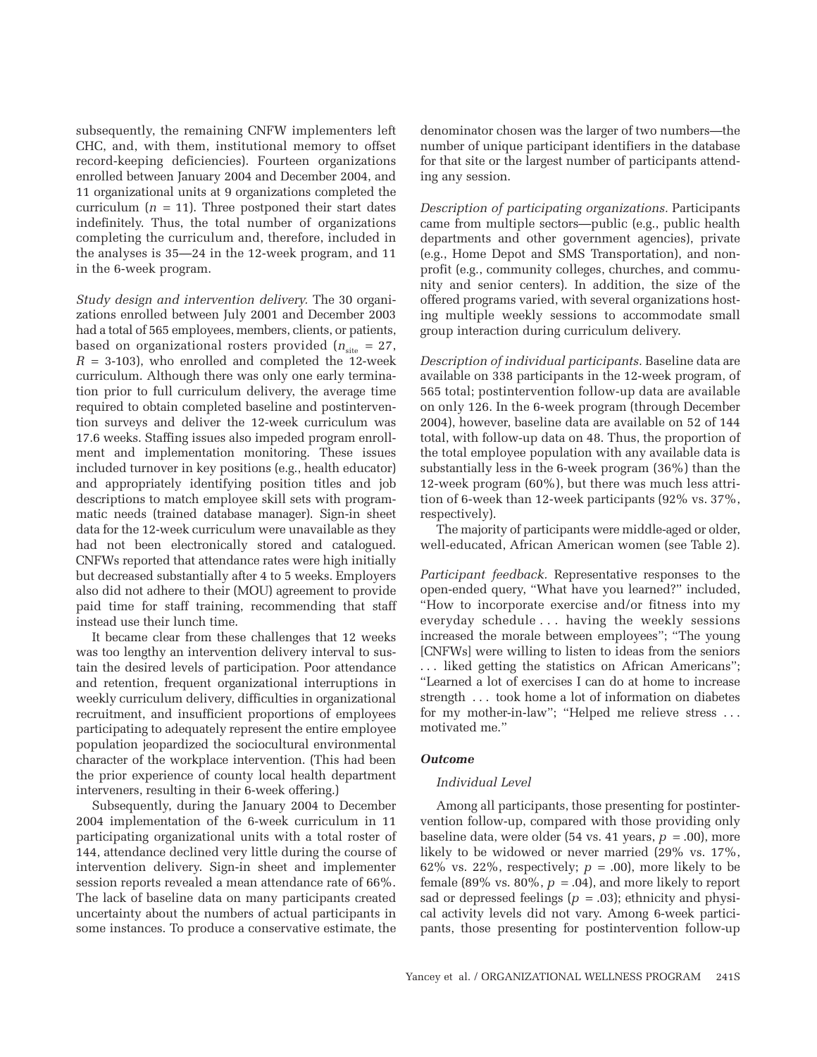subsequently, the remaining CNFW implementers left CHC, and, with them, institutional memory to offset record-keeping deficiencies). Fourteen organizations enrolled between January 2004 and December 2004, and 11 organizational units at 9 organizations completed the curriculum ($n$ = 11). Three postponed their start dates indefinitely. Thus, the total number of organizations completing the curriculum and, therefore, included in the analyses is 35—24 in the 12-week program, and 11 in the 6-week program.

*Study design and intervention delivery.* The 30 organizations enrolled between July 2001 and December 2003 had a total of 565 employees, members, clients, or patients, based on organizational rosters provided ($n_{\text{site}}$ = 27, $R$ = 3-103), who enrolled and completed the 12-week curriculum. Although there was only one early termination prior to full curriculum delivery, the average time required to obtain completed baseline and postintervention surveys and deliver the 12-week curriculum was 17.6 weeks. Staffing issues also impeded program enrollment and implementation monitoring. These issues included turnover in key positions (e.g., health educator) and appropriately identifying position titles and job descriptions to match employee skill sets with programmatic needs (trained database manager). Sign-in sheet data for the 12-week curriculum were unavailable as they had not been electronically stored and catalogued. CNFWs reported that attendance rates were high initially but decreased substantially after 4 to 5 weeks. Employers also did not adhere to their (MOU) agreement to provide paid time for staff training, recommending that staff instead use their lunch time.

It became clear from these challenges that 12 weeks was too lengthy an intervention delivery interval to sustain the desired levels of participation. Poor attendance and retention, frequent organizational interruptions in weekly curriculum delivery, difficulties in organizational recruitment, and insufficient proportions of employees participating to adequately represent the entire employee population jeopardized the sociocultural environmental character of the workplace intervention. (This had been the prior experience of county local health department interveners, resulting in their 6-week offering.)

Subsequently, during the January 2004 to December 2004 implementation of the 6-week curriculum in 11 participating organizational units with a total roster of 144, attendance declined very little during the course of intervention delivery. Sign-in sheet and implementer session reports revealed a mean attendance rate of 66%. The lack of baseline data on many participants created uncertainty about the numbers of actual participants in some instances. To produce a conservative estimate, the denominator chosen was the larger of two numbers—the number of unique participant identifiers in the database for that site or the largest number of participants attending any session.

*Description of participating organizations.* Participants came from multiple sectors—public (e.g., public health departments and other government agencies), private (e.g., Home Depot and SMS Transportation), and nonprofit (e.g., community colleges, churches, and community and senior centers). In addition, the size of the offered programs varied, with several organizations hosting multiple weekly sessions to accommodate small group interaction during curriculum delivery.

*Description of individual participants.* Baseline data are available on 338 participants in the 12-week program, of 565 total; postintervention follow-up data are available on only 126. In the 6-week program (through December 2004), however, baseline data are available on 52 of 144 total, with follow-up data on 48. Thus, the proportion of the total employee population with any available data is substantially less in the 6-week program (36%) than the 12-week program (60%), but there was much less attrition of 6-week than 12-week participants (92% vs. 37%, respectively).

The majority of participants were middle-aged or older, well-educated, African American women (see Table 2).

*Participant feedback.* Representative responses to the open-ended query, "What have you learned?" included, "How to incorporate exercise and/or fitness into my everyday schedule . . . having the weekly sessions increased the morale between employees"; "The young [CNFWs] were willing to listen to ideas from the seniors . . . liked getting the statistics on African Americans"; "Learned a lot of exercises I can do at home to increase strength . . . took home a lot of information on diabetes for my mother-in-law"; "Helped me relieve stress . . . motivated me."

### *Outcome*

#### *Individual Level*

Among all participants, those presenting for postintervention follow-up, compared with those providing only baseline data, were older (54 vs. 41 years, $p$ = .00), more likely to be widowed or never married (29% vs. 17%, 62% vs. 22%, respectively; $p$ = .00), more likely to be female (89% vs. 80%, $p$ = .04), and more likely to report sad or depressed feelings ($p$ = .03); ethnicity and physical activity levels did not vary. Among 6-week participants, those presenting for postintervention follow-up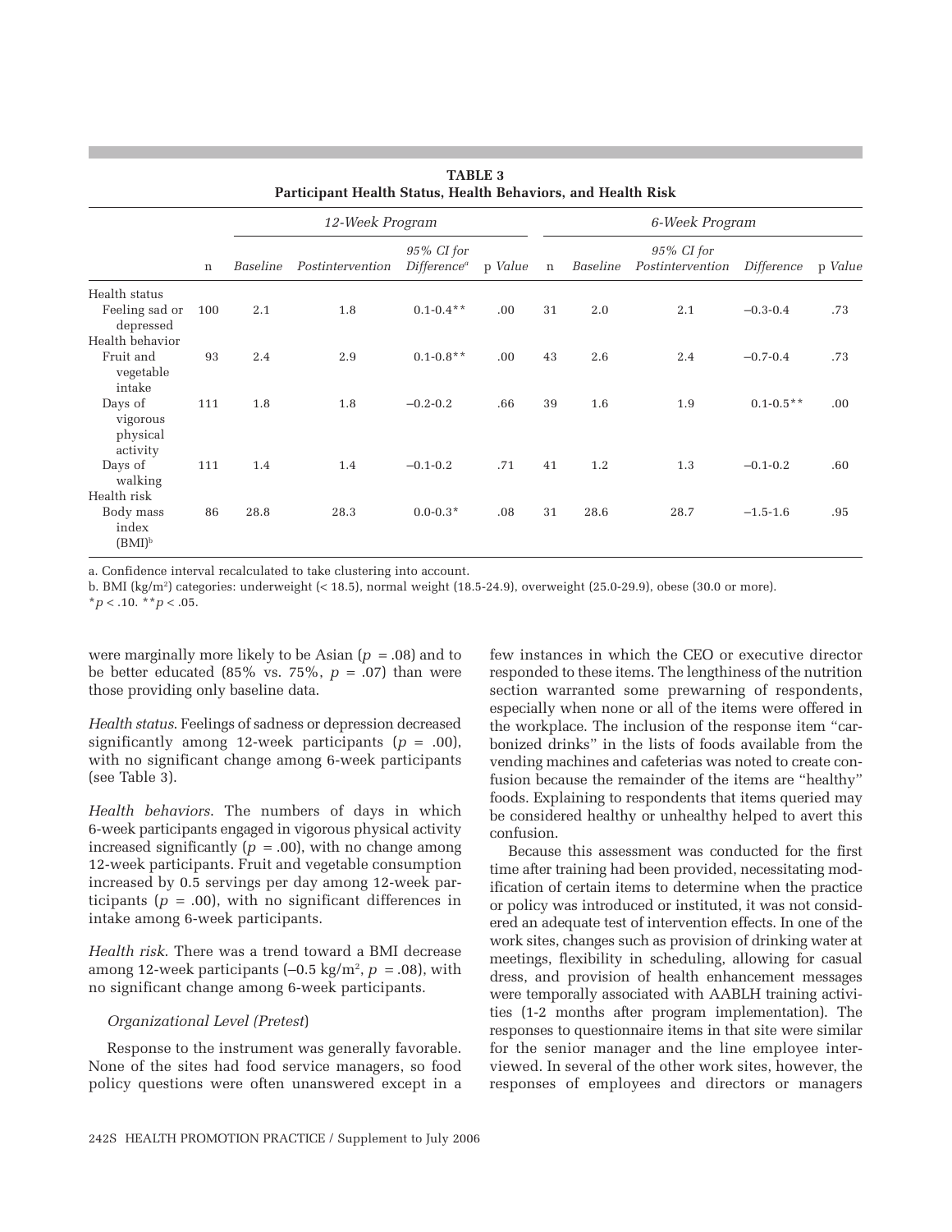**TABLE 3**
**Participant Health Status, Health Behaviors, and Health Risk**

| | 12-Week Program | | | | | 6-Week Program | | | | |
|---|---|---|---|---|---|---|---|---|---|---|
| | n | *Baseline* | *Postintervention* | *95% CI for Difference*[a] | p *Value* | n | *Baseline* | *95% CI for Postintervention* | *Difference* | p *Value* |
| Health status | | | | | | | | | | |
| Feeling sad or depressed | 100 | 2.1 | 1.8 | 0.1-0.4** | .00 | 31 | 2.0 | 2.1 | –0.3-0.4 | .73 |
| Health behavior | | | | | | | | | | |
| Fruit and vegetable intake | 93 | 2.4 | 2.9 | 0.1-0.8** | .00 | 43 | 2.6 | 2.4 | –0.7-0.4 | .73 |
| Days of vigorous physical activity | 111 | 1.8 | 1.8 | –0.2-0.2 | .66 | 39 | 1.6 | 1.9 | 0.1-0.5** | .00 |
| Days of walking | 111 | 1.4 | 1.4 | –0.1-0.2 | .71 | 41 | 1.2 | 1.3 | –0.1-0.2 | .60 |
| Health risk | | | | | | | | | | |
| Body mass index (BMI)[b] | 86 | 28.8 | 28.3 | 0.0-0.3* | .08 | 31 | 28.6 | 28.7 | –1.5-1.6 | .95 |

a. Confidence interval recalculated to take clustering into account.
b. BMI ($kg/m^2$) categories: underweight (< 18.5), normal weight (18.5-24.9), overweight (25.0-29.9), obese (30.0 or more).
*$p < .10$. **$p < .05$.

were marginally more likely to be Asian ($p = .08$) and to be better educated (85% vs. 75%, $p = .07$) than were those providing only baseline data.

*Health status*. Feelings of sadness or depression decreased significantly among 12-week participants ($p = .00$), with no significant change among 6-week participants (see Table 3).

*Health behaviors*. The numbers of days in which 6-week participants engaged in vigorous physical activity increased significantly ($p = .00$), with no change among 12-week participants. Fruit and vegetable consumption increased by 0.5 servings per day among 12-week participants ($p = .00$), with no significant differences in intake among 6-week participants.

*Health risk*. There was a trend toward a BMI decrease among 12-week participants (–0.5 $kg/m^2$, $p = .08$), with no significant change among 6-week participants.

*Organizational Level (Pretest)*

Response to the instrument was generally favorable. None of the sites had food service managers, so food policy questions were often unanswered except in a few instances in which the CEO or executive director responded to these items. The lengthiness of the nutrition section warranted some prewarning of respondents, especially when none or all of the items were offered in the workplace. The inclusion of the response item "carbonized drinks" in the lists of foods available from the vending machines and cafeterias was noted to create confusion because the remainder of the items are "healthy" foods. Explaining to respondents that items queried may be considered healthy or unhealthy helped to avert this confusion.

Because this assessment was conducted for the first time after training had been provided, necessitating modification of certain items to determine when the practice or policy was introduced or instituted, it was not considered an adequate test of intervention effects. In one of the work sites, changes such as provision of drinking water at meetings, flexibility in scheduling, allowing for casual dress, and provision of health enhancement messages were temporally associated with AABLH training activities (1-2 months after program implementation). The responses to questionnaire items in that site were similar for the senior manager and the line employee interviewed. In several of the other work sites, however, the responses of employees and directors or managers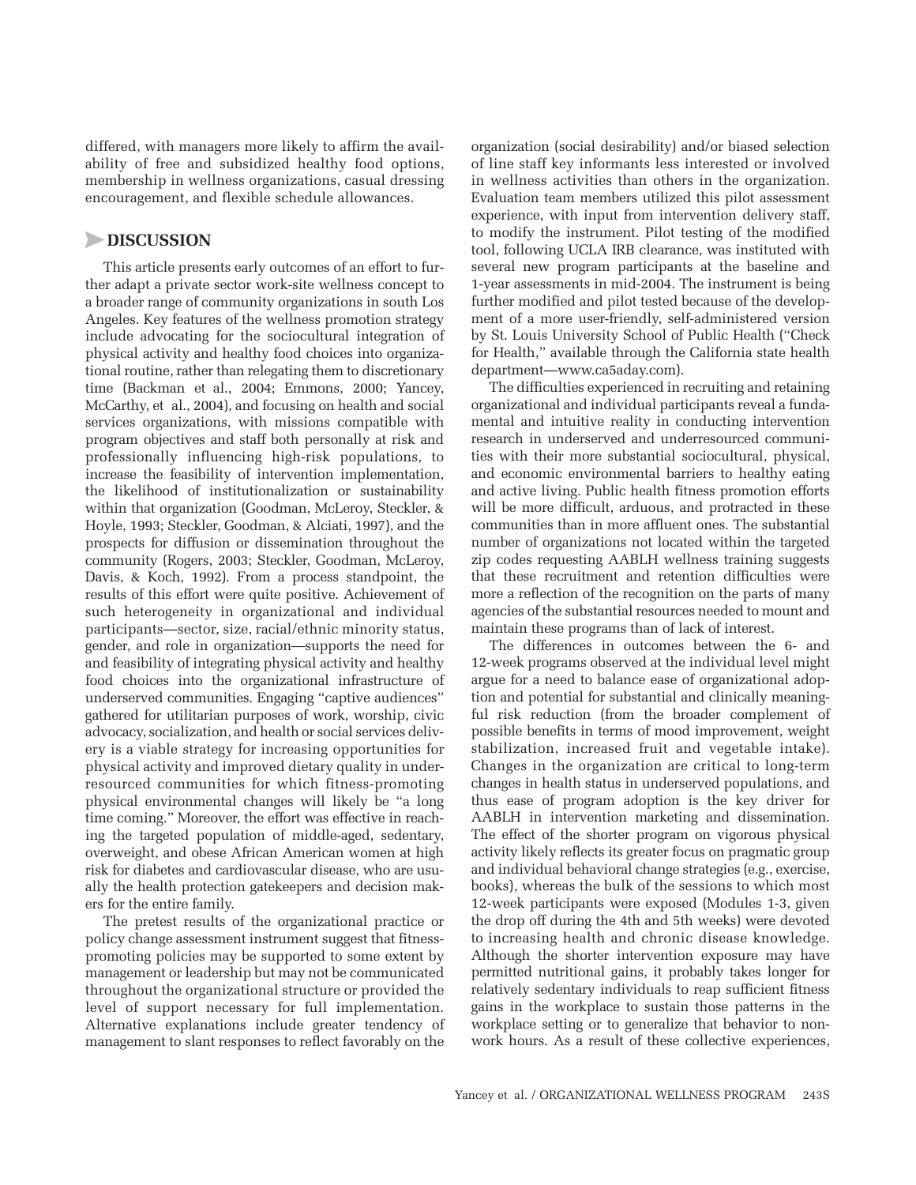differed, with managers more likely to affirm the availability of free and subsidized healthy food options, membership in wellness organizations, casual dressing encouragement, and flexible schedule allowances.

## DISCUSSION

This article presents early outcomes of an effort to further adapt a private sector work-site wellness concept to a broader range of community organizations in south Los Angeles. Key features of the wellness promotion strategy include advocating for the sociocultural integration of physical activity and healthy food choices into organizational routine, rather than relegating them to discretionary time (Backman et al., 2004; Emmons, 2000; Yancey, McCarthy, et al., 2004), and focusing on health and social services organizations, with missions compatible with program objectives and staff both personally at risk and professionally influencing high-risk populations, to increase the feasibility of intervention implementation, the likelihood of institutionalization or sustainability within that organization (Goodman, McLeroy, Steckler, & Hoyle, 1993; Steckler, Goodman, & Alciati, 1997), and the prospects for diffusion or dissemination throughout the community (Rogers, 2003; Steckler, Goodman, McLeroy, Davis, & Koch, 1992). From a process standpoint, the results of this effort were quite positive. Achievement of such heterogeneity in organizational and individual participants—sector, size, racial/ethnic minority status, gender, and role in organization—supports the need for and feasibility of integrating physical activity and healthy food choices into the organizational infrastructure of underserved communities. Engaging "captive audiences" gathered for utilitarian purposes of work, worship, civic advocacy, socialization, and health or social services delivery is a viable strategy for increasing opportunities for physical activity and improved dietary quality in under-resourced communities for which fitness-promoting physical environmental changes will likely be "a long time coming." Moreover, the effort was effective in reaching the targeted population of middle-aged, sedentary, overweight, and obese African American women at high risk for diabetes and cardiovascular disease, who are usually the health protection gatekeepers and decision makers for the entire family.

The pretest results of the organizational practice or policy change assessment instrument suggest that fitness-promoting policies may be supported to some extent by management or leadership but may not be communicated throughout the organizational structure or provided the level of support necessary for full implementation. Alternative explanations include greater tendency of management to slant responses to reflect favorably on the organization (social desirability) and/or biased selection of line staff key informants less interested or involved in wellness activities than others in the organization. Evaluation team members utilized this pilot assessment experience, with input from intervention delivery staff, to modify the instrument. Pilot testing of the modified tool, following UCLA IRB clearance, was instituted with several new program participants at the baseline and 1-year assessments in mid-2004. The instrument is being further modified and pilot tested because of the development of a more user-friendly, self-administered version by St. Louis University School of Public Health ("Check for Health," available through the California state health department—www.ca5aday.com).

The difficulties experienced in recruiting and retaining organizational and individual participants reveal a fundamental and intuitive reality in conducting intervention research in underserved and underresourced communities with their more substantial sociocultural, physical, and economic environmental barriers to healthy eating and active living. Public health fitness promotion efforts will be more difficult, arduous, and protracted in these communities than in more affluent ones. The substantial number of organizations not located within the targeted zip codes requesting AABLH wellness training suggests that these recruitment and retention difficulties were more a reflection of the recognition on the parts of many agencies of the substantial resources needed to mount and maintain these programs than of lack of interest.

The differences in outcomes between the 6- and 12-week programs observed at the individual level might argue for a need to balance ease of organizational adoption and potential for substantial and clinically meaningful risk reduction (from the broader complement of possible benefits in terms of mood improvement, weight stabilization, increased fruit and vegetable intake). Changes in the organization are critical to long-term changes in health status in underserved populations, and thus ease of program adoption is the key driver for AABLH in intervention marketing and dissemination. The effect of the shorter program on vigorous physical activity likely reflects its greater focus on pragmatic group and individual behavioral change strategies (e.g., exercise, books), whereas the bulk of the sessions to which most 12-week participants were exposed (Modules 1-3, given the drop off during the 4th and 5th weeks) were devoted to increasing health and chronic disease knowledge. Although the shorter intervention exposure may have permitted nutritional gains, it probably takes longer for relatively sedentary individuals to reap sufficient fitness gains in the workplace to sustain those patterns in the workplace setting or to generalize that behavior to nonwork hours. As a result of these collective experiences,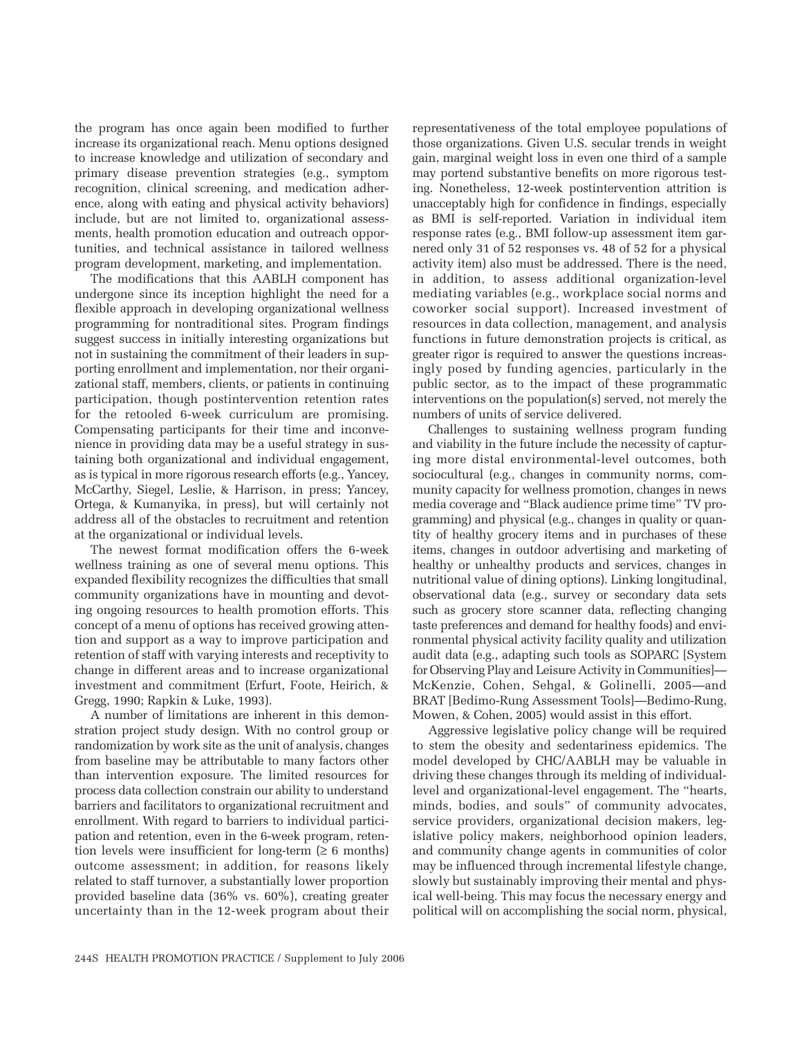the program has once again been modified to further increase its organizational reach. Menu options designed to increase knowledge and utilization of secondary and primary disease prevention strategies (e.g., symptom recognition, clinical screening, and medication adherence, along with eating and physical activity behaviors) include, but are not limited to, organizational assessments, health promotion education and outreach opportunities, and technical assistance in tailored wellness program development, marketing, and implementation.

The modifications that this AABLH component has undergone since its inception highlight the need for a flexible approach in developing organizational wellness programming for nontraditional sites. Program findings suggest success in initially interesting organizations but not in sustaining the commitment of their leaders in supporting enrollment and implementation, nor their organizational staff, members, clients, or patients in continuing participation, though postintervention retention rates for the retooled 6-week curriculum are promising. Compensating participants for their time and inconvenience in providing data may be a useful strategy in sustaining both organizational and individual engagement, as is typical in more rigorous research efforts (e.g., Yancey, McCarthy, Siegel, Leslie, & Harrison, in press; Yancey, Ortega, & Kumanyika, in press), but will certainly not address all of the obstacles to recruitment and retention at the organizational or individual levels.

The newest format modification offers the 6-week wellness training as one of several menu options. This expanded flexibility recognizes the difficulties that small community organizations have in mounting and devoting ongoing resources to health promotion efforts. This concept of a menu of options has received growing attention and support as a way to improve participation and retention of staff with varying interests and receptivity to change in different areas and to increase organizational investment and commitment (Erfurt, Foote, Heirich, & Gregg, 1990; Rapkin & Luke, 1993).

A number of limitations are inherent in this demonstration project study design. With no control group or randomization by work site as the unit of analysis, changes from baseline may be attributable to many factors other than intervention exposure. The limited resources for process data collection constrain our ability to understand barriers and facilitators to organizational recruitment and enrollment. With regard to barriers to individual participation and retention, even in the 6-week program, retention levels were insufficient for long-term (≥ 6 months) outcome assessment; in addition, for reasons likely related to staff turnover, a substantially lower proportion provided baseline data (36% vs. 60%), creating greater uncertainty than in the 12-week program about their representativeness of the total employee populations of those organizations. Given U.S. secular trends in weight gain, marginal weight loss in even one third of a sample may portend substantive benefits on more rigorous testing. Nonetheless, 12-week postintervention attrition is unacceptably high for confidence in findings, especially as BMI is self-reported. Variation in individual item response rates (e.g., BMI follow-up assessment item garnered only 31 of 52 responses vs. 48 of 52 for a physical activity item) also must be addressed. There is the need, in addition, to assess additional organization-level mediating variables (e.g., workplace social norms and coworker social support). Increased investment of resources in data collection, management, and analysis functions in future demonstration projects is critical, as greater rigor is required to answer the questions increasingly posed by funding agencies, particularly in the public sector, as to the impact of these programmatic interventions on the population(s) served, not merely the numbers of units of service delivered.

Challenges to sustaining wellness program funding and viability in the future include the necessity of capturing more distal environmental-level outcomes, both sociocultural (e.g., changes in community norms, community capacity for wellness promotion, changes in news media coverage and "Black audience prime time" TV programming) and physical (e.g., changes in quality or quantity of healthy grocery items and in purchases of these items, changes in outdoor advertising and marketing of healthy or unhealthy products and services, changes in nutritional value of dining options). Linking longitudinal, observational data (e.g., survey or secondary data sets such as grocery store scanner data, reflecting changing taste preferences and demand for healthy foods) and environmental physical activity facility quality and utilization audit data (e.g., adapting such tools as SOPARC [System for Observing Play and Leisure Activity in Communities]—McKenzie, Cohen, Sehgal, & Golinelli, 2005—and BRAT [Bedimo-Rung Assessment Tools]—Bedimo-Rung, Mowen, & Cohen, 2005) would assist in this effort.

Aggressive legislative policy change will be required to stem the obesity and sedentariness epidemics. The model developed by CHC/AABLH may be valuable in driving these changes through its melding of individual-level and organizational-level engagement. The "hearts, minds, bodies, and souls" of community advocates, service providers, organizational decision makers, legislative policy makers, neighborhood opinion leaders, and community change agents in communities of color may be influenced through incremental lifestyle change, slowly but sustainably improving their mental and physical well-being. This may focus the necessary energy and political will on accomplishing the social norm, physical,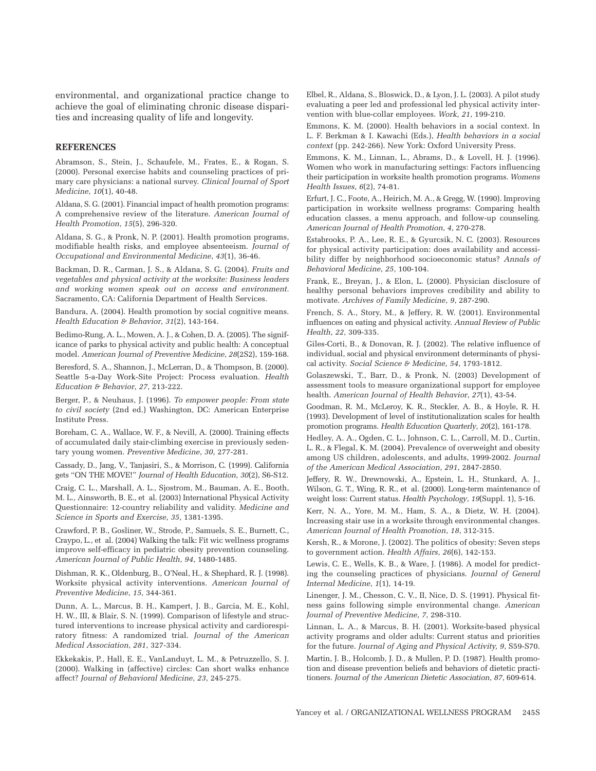environmental, and organizational practice change to achieve the goal of eliminating chronic disease disparities and increasing quality of life and longevity.

## REFERENCES

Abramson, S., Stein, J., Schaufele, M., Frates, E., & Rogan, S. (2000). Personal exercise habits and counseling practices of primary care physicians: a national survey. *Clinical Journal of Sport Medicine*, *10*(1), 40-48.

Aldana, S. G. (2001). Financial impact of health promotion programs: A comprehensive review of the literature. *American Journal of Health Promotion*, *15*(5), 296-320.

Aldana, S. G., & Pronk, N. P. (2001). Health promotion programs, modifiable health risks, and employee absenteeism. *Journal of Occupational and Environmental Medicine*, *43*(1), 36-46.

Backman, D. R., Carman, J. S., & Aldana, S. G. (2004). *Fruits and vegetables and physical activity at the worksite: Business leaders and working women speak out on access and environment.* Sacramento, CA: California Department of Health Services.

Bandura, A. (2004). Health promotion by social cognitive means. *Health Education & Behavior*, *31*(2), 143-164.

Bedimo-Rung, A. L., Mowen, A. J., & Cohen, D. A. (2005). The significance of parks to physical activity and public health: A conceptual model. *American Journal of Preventive Medicine*, *28*(2S2), 159-168.

Beresford, S. A., Shannon, J., McLerran, D., & Thompson, B. (2000). Seattle 5-a-Day Work-Site Project: Process evaluation. *Health Education & Behavior*, *27*, 213-222.

Berger, P., & Neuhaus, J. (1996). *To empower people: From state to civil society* (2nd ed.) Washington, DC: American Enterprise Institute Press.

Boreham, C. A., Wallace, W. F., & Nevill, A. (2000). Training effects of accumulated daily stair-climbing exercise in previously sedentary young women. *Preventive Medicine*, *30*, 277-281.

Cassady, D., Jang, V., Tanjasiri, S., & Morrison, C. (1999). California gets "ON THE MOVE!" *Journal of Health Education*, *30*(2), S6-S12.

Craig, C. L., Marshall, A. L., Sjostrom, M., Bauman, A. E., Booth, M. L., Ainsworth, B. E., et al. (2003) International Physical Activity Questionnaire: 12-country reliability and validity. *Medicine and Science in Sports and Exercise*, *35*, 1381-1395.

Crawford, P. B., Gosliner, W., Strode, P., Samuels, S. E., Burnett, C., Craypo, L., et al. (2004) Walking the talk: Fit wic wellness programs improve self-efficacy in pediatric obesity prevention counseling. *American Journal of Public Health*, *94*, 1480-1485.

Dishman, R. K., Oldenburg, B., O'Neal, H., & Shephard, R. J. (1998). Worksite physical activity interventions. *American Journal of Preventive Medicine*, *15*, 344-361.

Dunn, A. L., Marcus, B. H., Kampert, J. B., Garcia, M. E., Kohl, H. W., III, & Blair, S. N. (1999). Comparison of lifestyle and structured interventions to increase physical activity and cardiorespiratory fitness: A randomized trial. *Journal of the American Medical Association*, *281*, 327-334.

Ekkekakis, P., Hall, E. E., VanLanduyt, L. M., & Petruzzello, S. J. (2000). Walking in (affective) circles: Can short walks enhance affect? *Journal of Behavioral Medicine*, *23*, 245-275.

Elbel, R., Aldana, S., Bloswick, D., & Lyon, J. L. (2003). A pilot study evaluating a peer led and professional led physical activity intervention with blue-collar employees. *Work*, *21*, 199-210.

Emmons, K. M. (2000). Health behaviors in a social context. In L. F. Berkman & I. Kawachi (Eds.), *Health behaviors in a social context* (pp. 242-266). New York: Oxford University Press.

Emmons, K. M., Linnan, L., Abrams, D., & Lovell, H. J. (1996). Women who work in manufacturing settings: Factors influencing their participation in worksite health promotion programs. *Womens Health Issues*, *6*(2), 74-81.

Erfurt, J. C., Foote, A., Heirich, M. A., & Gregg, W. (1990). Improving participation in worksite wellness programs: Comparing health education classes, a menu approach, and follow-up counseling. *American Journal of Health Promotion*, *4*, 270-278.

Estabrooks, P. A., Lee, R. E., & Gyurcsik, N. C. (2003). Resources for physical activity participation: does availability and accessibility differ by neighborhood socioeconomic status? *Annals of Behavioral Medicine*, *25*, 100-104.

Frank, E., Breyan, J., & Elon, L. (2000). Physician disclosure of healthy personal behaviors improves credibility and ability to motivate. *Archives of Family Medicine*, *9*, 287-290.

French, S. A., Story, M., & Jeffery, R. W. (2001). Environmental influences on eating and physical activity. *Annual Review of Public Health*, *22*, 309-335.

Giles-Corti, B., & Donovan, R. J. (2002). The relative influence of individual, social and physical environment determinants of physical activity. *Social Science & Medicine*, *54*, 1793-1812.

Golaszewski, T., Barr, D., & Pronk, N. (2003) Development of assessment tools to measure organizational support for employee health. *American Journal of Health Behavior*, *27*(1), 43-54.

Goodman, R. M., McLeroy, K. R., Steckler, A. B., & Hoyle, R. H. (1993). Development of level of institutionalization scales for health promotion programs. *Health Education Quarterly*, *20*(2), 161-178.

Hedley, A. A., Ogden, C. L., Johnson, C. L., Carroll, M. D., Curtin, L. R., & Flegal, K. M. (2004). Prevalence of overweight and obesity among US children, adolescents, and adults, 1999-2002. *Journal of the American Medical Association*, *291*, 2847-2850.

Jeffery, R. W., Drewnowski, A., Epstein, L. H., Stunkard, A. J., Wilson, G. T., Wing, R. R., et al. (2000). Long-term maintenance of weight loss: Current status. *Health Psychology*, *19*(Suppl. 1), 5-16.

Kerr, N. A., Yore, M. M., Ham, S. A., & Dietz, W. H. (2004). Increasing stair use in a worksite through environmental changes. *American Journal of Health Promotion*, *18*, 312-315.

Kersh, R., & Morone, J. (2002). The politics of obesity: Seven steps to government action. *Health Affairs*, *26*(6), 142-153.

Lewis, C. E., Wells, K. B., & Ware, J. (1986). A model for predicting the counseling practices of physicians. *Journal of General Internal Medicine*, *1*(1), 14-19.

Linenger, J. M., Chesson, C. V., II, Nice, D. S. (1991). Physical fitness gains following simple environmental change. *American Journal of Preventive Medicine*, *7*, 298-310.

Linnan, L. A., & Marcus, B. H. (2001). Worksite-based physical activity programs and older adults: Current status and priorities for the future. *Journal of Aging and Physical Activity*, *9*, S59-S70.

Martin, J. B., Holcomb, J. D., & Mullen, P. D. (1987). Health promotion and disease prevention beliefs and behaviors of dietetic practitioners. *Journal of the American Dietetic Association*, *87*, 609-614.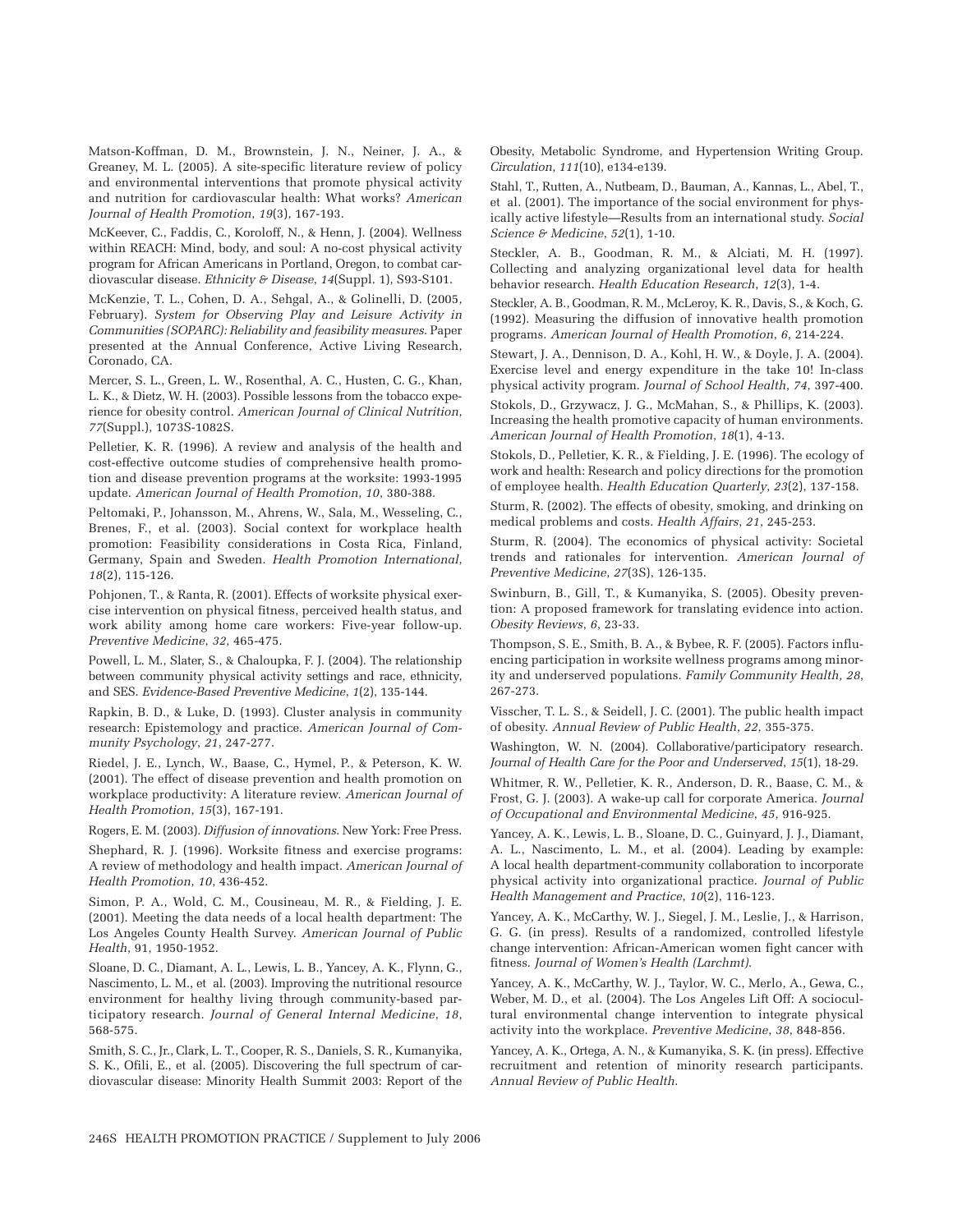Matson-Koffman, D. M., Brownstein, J. N., Neiner, J. A., & Greaney, M. L. (2005). A site-specific literature review of policy and environmental interventions that promote physical activity and nutrition for cardiovascular health: What works? *American Journal of Health Promotion*, *19*(3), 167-193.

McKeever, C., Faddis, C., Koroloff, N., & Henn, J. (2004). Wellness within REACH: Mind, body, and soul: A no-cost physical activity program for African Americans in Portland, Oregon, to combat cardiovascular disease. *Ethnicity & Disease*, *14*(Suppl. 1), S93-S101.

McKenzie, T. L., Cohen, D. A., Sehgal, A., & Golinelli, D. (2005, February). *System for Observing Play and Leisure Activity in Communities (SOPARC): Reliability and feasibility measures*. Paper presented at the Annual Conference, Active Living Research, Coronado, CA.

Mercer, S. L., Green, L. W., Rosenthal, A. C., Husten, C. G., Khan, L. K., & Dietz, W. H. (2003). Possible lessons from the tobacco experience for obesity control. *American Journal of Clinical Nutrition*, *77*(Suppl.), 1073S-1082S.

Pelletier, K. R. (1996). A review and analysis of the health and cost-effective outcome studies of comprehensive health promotion and disease prevention programs at the worksite: 1993-1995 update. *American Journal of Health Promotion*, *10*, 380-388.

Peltomaki, P., Johansson, M., Ahrens, W., Sala, M., Wesseling, C., Brenes, F., et al. (2003). Social context for workplace health promotion: Feasibility considerations in Costa Rica, Finland, Germany, Spain and Sweden. *Health Promotion International*, *18*(2), 115-126.

Pohjonen, T., & Ranta, R. (2001). Effects of worksite physical exercise intervention on physical fitness, perceived health status, and work ability among home care workers: Five-year follow-up. *Preventive Medicine*, *32*, 465-475.

Powell, L. M., Slater, S., & Chaloupka, F. J. (2004). The relationship between community physical activity settings and race, ethnicity, and SES. *Evidence-Based Preventive Medicine*, *1*(2), 135-144.

Rapkin, B. D., & Luke, D. (1993). Cluster analysis in community research: Epistemology and practice. *American Journal of Community Psychology*, *21*, 247-277.

Riedel, J. E., Lynch, W., Baase, C., Hymel, P., & Peterson, K. W. (2001). The effect of disease prevention and health promotion on workplace productivity: A literature review. *American Journal of Health Promotion*, *15*(3), 167-191.

Rogers, E. M. (2003). *Diffusion of innovations*. New York: Free Press.

Shephard, R. J. (1996). Worksite fitness and exercise programs: A review of methodology and health impact. *American Journal of Health Promotion*, *10*, 436-452.

Simon, P. A., Wold, C. M., Cousineau, M. R., & Fielding, J. E. (2001). Meeting the data needs of a local health department: The Los Angeles County Health Survey. *American Journal of Public Health*, 91, 1950-1952.

Sloane, D. C., Diamant, A. L., Lewis, L. B., Yancey, A. K., Flynn, G., Nascimento, L. M., et al. (2003). Improving the nutritional resource environment for healthy living through community-based participatory research. *Journal of General Internal Medicine*, *18*, 568-575.

Smith, S. C., Jr., Clark, L. T., Cooper, R. S., Daniels, S. R., Kumanyika, S. K., Ofili, E., et al. (2005). Discovering the full spectrum of cardiovascular disease: Minority Health Summit 2003: Report of the Obesity, Metabolic Syndrome, and Hypertension Writing Group. *Circulation*, *111*(10), e134-e139.

Stahl, T., Rutten, A., Nutbeam, D., Bauman, A., Kannas, L., Abel, T., et al. (2001). The importance of the social environment for physically active lifestyle—Results from an international study. *Social Science & Medicine*, *52*(1), 1-10.

Steckler, A. B., Goodman, R. M., & Alciati, M. H. (1997). Collecting and analyzing organizational level data for health behavior research. *Health Education Research*, *12*(3), 1-4.

Steckler, A. B., Goodman, R. M., McLeroy, K. R., Davis, S., & Koch, G. (1992). Measuring the diffusion of innovative health promotion programs. *American Journal of Health Promotion*, *6*, 214-224.

Stewart, J. A., Dennison, D. A., Kohl, H. W., & Doyle, J. A. (2004). Exercise level and energy expenditure in the take 10! In-class physical activity program. *Journal of School Health*, *74*, 397-400.

Stokols, D., Grzywacz, J. G., McMahan, S., & Phillips, K. (2003). Increasing the health promotive capacity of human environments. *American Journal of Health Promotion*, *18*(1), 4-13.

Stokols, D., Pelletier, K. R., & Fielding, J. E. (1996). The ecology of work and health: Research and policy directions for the promotion of employee health. *Health Education Quarterly*, *23*(2), 137-158.

Sturm, R. (2002). The effects of obesity, smoking, and drinking on medical problems and costs. *Health Affairs*, *21*, 245-253.

Sturm, R. (2004). The economics of physical activity: Societal trends and rationales for intervention. *American Journal of Preventive Medicine*, *27*(3S), 126-135.

Swinburn, B., Gill, T., & Kumanyika, S. (2005). Obesity prevention: A proposed framework for translating evidence into action. *Obesity Reviews*, *6*, 23-33.

Thompson, S. E., Smith, B. A., & Bybee, R. F. (2005). Factors influencing participation in worksite wellness programs among minority and underserved populations. *Family Community Health, 28*, 267-273.

Visscher, T. L. S., & Seidell, J. C. (2001). The public health impact of obesity. *Annual Review of Public Health*, *22*, 355-375.

Washington, W. N. (2004). Collaborative/participatory research. *Journal of Health Care for the Poor and Underserved*, *15*(1), 18-29.

Whitmer, R. W., Pelletier, K. R., Anderson, D. R., Baase, C. M., & Frost, G. J. (2003). A wake-up call for corporate America. *Journal of Occupational and Environmental Medicine*, *45*, 916-925.

Yancey, A. K., Lewis, L. B., Sloane, D. C., Guinyard, J. J., Diamant, A. L., Nascimento, L. M., et al. (2004). Leading by example: A local health department-community collaboration to incorporate physical activity into organizational practice. *Journal of Public Health Management and Practice*, *10*(2), 116-123.

Yancey, A. K., McCarthy, W. J., Siegel, J. M., Leslie, J., & Harrison, G. G. (in press). Results of a randomized, controlled lifestyle change intervention: African-American women fight cancer with fitness. *Journal of Women's Health (Larchmt)*.

Yancey, A. K., McCarthy, W. J., Taylor, W. C., Merlo, A., Gewa, C., Weber, M. D., et al. (2004). The Los Angeles Lift Off: A sociocultural environmental change intervention to integrate physical activity into the workplace. *Preventive Medicine*, *38*, 848-856.

Yancey, A. K., Ortega, A. N., & Kumanyika, S. K. (in press). Effective recruitment and retention of minority research participants. *Annual Review of Public Health*.